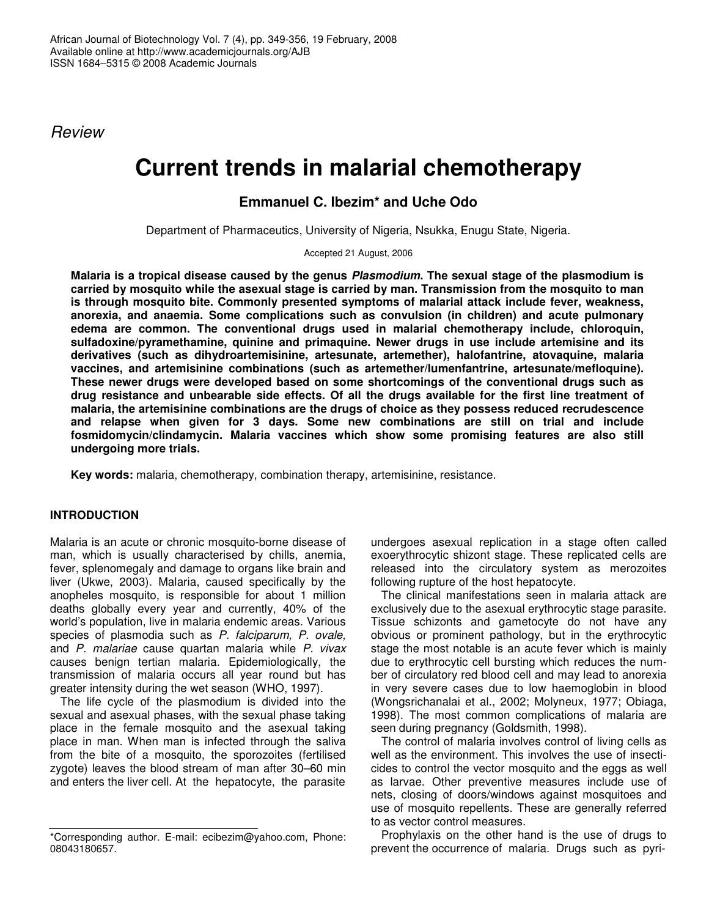*Review*

# Current trends in malarial chemotherapy

**Emmanuel C. Ibezim\* and Uche Odo**

Department of Pharmaceutics, University of Nigeria, Nsukka, Enugu State, Nigeria.

Accepted 21 August, 2006

**Malaria is a tropical disease caused by the genus *Plasmodium*. The sexual stage of the plasmodium is carried by mosquito while the asexual stage is carried by man. Transmission from the mosquito to man is through mosquito bite. Commonly presented symptoms of malarial attack include fever, weakness, anorexia, and anaemia. Some complications such as convulsion (in children) and acute pulmonary edema are common. The conventional drugs used in malarial chemotherapy include, chloroquin, sulfadoxine/pyramethamine, quinine and primaquine. Newer drugs in use include artemisine and its derivatives (such as dihydroartemisinine, artesunate, artemether), halofantrine, atovaquine, malaria vaccines, and artemisinine combinations (such as artemether/lumenfantrine, artesunate/mefloquine). These newer drugs were developed based on some shortcomings of the conventional drugs such as drug resistance and unbearable side effects. Of all the drugs available for the first line treatment of malaria, the artemisinine combinations are the drugs of choice as they possess reduced recrudescence and relapse when given for 3 days. Some new combinations are still on trial and include fosmidomycin/clindamycin. Malaria vaccines which show some promising features are also still undergoing more trials.**

**Key words:** malaria, chemotherapy, combination therapy, artemisinine, resistance.

## INTRODUCTION

Malaria is an acute or chronic mosquito-borne disease of man, which is usually characterised by chills, anemia, fever, splenomegaly and damage to organs like brain and liver (Ukwe, 2003). Malaria, caused specifically by the anopheles mosquito, is responsible for about 1 million deaths globally every year and currently, 40% of the world's population, live in malaria endemic areas. Various species of plasmodia such as *P. falciparum, P. ovale,* and *P. malariae* cause quartan malaria while *P. vivax* causes benign tertian malaria. Epidemiologically, the transmission of malaria occurs all year round but has greater intensity during the wet season (WHO, 1997).

The life cycle of the plasmodium is divided into the sexual and asexual phases, with the sexual phase taking place in the female mosquito and the asexual taking place in man. When man is infected through the saliva from the bite of a mosquito, the sporozoites (fertilised zygote) leaves the blood stream of man after 30–60 min and enters the liver cell. At the hepatocyte, the parasite undergoes asexual replication in a stage often called exoerythrocytic shizont stage. These replicated cells are released into the circulatory system as merozoites following rupture of the host hepatocyte.

The clinical manifestations seen in malaria attack are exclusively due to the asexual erythrocytic stage parasite. Tissue schizonts and gametocyte do not have any obvious or prominent pathology, but in the erythrocytic stage the most notable is an acute fever which is mainly due to erythrocytic cell bursting which reduces the number of circulatory red blood cell and may lead to anorexia in very severe cases due to low haemoglobin in blood (Wongsrichanalai et al., 2002; Molyneux, 1977; Obiaga, 1998). The most common complications of malaria are seen during pregnancy (Goldsmith, 1998).

The control of malaria involves control of living cells as well as the environment. This involves the use of insecticides to control the vector mosquito and the eggs as well as larvae. Other preventive measures include use of nets, closing of doors/windows against mosquitoes and use of mosquito repellents. These are generally referred to as vector control measures.

Prophylaxis on the other hand is the use of drugs to prevent the occurrence of malaria. Drugs such as pyri-

\*Corresponding author. E-mail: ecibezim@yahoo.com, Phone: 08043180657.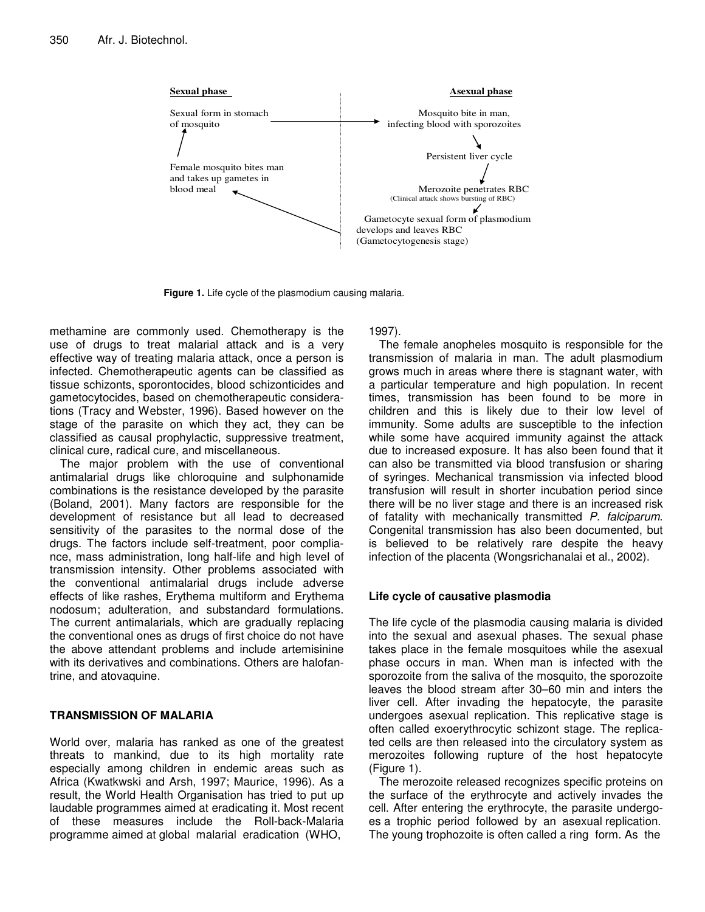**Sexual phase**

Sexual form in stomach of mosquito

Female mosquito bites man and takes up gametes in blood meal

**Asexual phase**

Mosquito bite in man, infecting blood with sporozoites

Persistent liver cycle

Merozoite penetrates RBC (Clinical attack shows bursting of RBC)

Gametocyte sexual form of plasmodium develops and leaves RBC (Gametocytogenesis stage)

**Figure 1.** Life cycle of the plasmodium causing malaria.

methamine are commonly used. Chemotherapy is the use of drugs to treat malarial attack and is a very effective way of treating malaria attack, once a person is infected. Chemotherapeutic agents can be classified as tissue schizonts, sporontocides, blood schizonticides and gametocytocides, based on chemotherapeutic considerations (Tracy and Webster, 1996). Based however on the stage of the parasite on which they act, they can be classified as causal prophylactic, suppressive treatment, clinical cure, radical cure, and miscellaneous.

The major problem with the use of conventional antimalarial drugs like chloroquine and sulphonamide combinations is the resistance developed by the parasite (Boland, 2001). Many factors are responsible for the development of resistance but all lead to decreased sensitivity of the parasites to the normal dose of the drugs. The factors include self-treatment, poor compliance, mass administration, long half-life and high level of transmission intensity. Other problems associated with the conventional antimalarial drugs include adverse effects of like rashes, Erythema multiforme and Erythema nodosum; adulteration, and substandard formulations. The current antimalarials, which are gradually replacing the conventional ones as drugs of first choice do not have the above attendant problems and include artemisinine with its derivatives and combinations. Others are halofantrine, and atovaquine.

## TRANSMISSION OF MALARIA

World over, malaria has ranked as one of the greatest threats to mankind, due to its high mortality rate especially among children in endemic areas such as Africa (Kwatkwski and Arsh, 1997; Maurice, 1996). As a result, the World Health Organisation has tried to put up laudable programmes aimed at eradicating it. Most recent of these measures include the Roll-back-Malaria programme aimed at global malarial eradication (WHO, 1997).

The female anopheles mosquito is responsible for the transmission of malaria in man. The adult plasmodium grows much in areas where there is stagnant water, with a particular temperature and high population. In recent times, transmission has been found to be more in children and this is likely due to their low level of immunity. Some adults are susceptible to the infection while some have acquired immunity against the attack due to increased exposure. It has also been found that it can also be transmitted via blood transfusion or sharing of syringes. Mechanical transmission via infected blood transfusion will result in shorter incubation period since there will be no liver stage and there is an increased risk of fatality with mechanically transmitted *P. falciparum*. Congenital transmission has also been documented, but is believed to be relatively rare despite the heavy infection of the placenta (Wongsrichanalai et al., 2002).

### Life cycle of causative plasmodia

The life cycle of the plasmodia causing malaria is divided into the sexual and asexual phases. The sexual phase takes place in the female mosquitoes while the asexual phase occurs in man. When man is infected with the sporozoite from the saliva of the mosquito, the sporozoite leaves the blood stream after 30–60 min and inters the liver cell. After invading the hepatocyte, the parasite undergoes asexual replication. This replicative stage is often called exoerythrocytic schizont stage. The replicated cells are then released into the circulatory system as merozoites following rupture of the host hepatocyte (Figure 1).

The merozoite released recognizes specific proteins on the surface of the erythrocyte and actively invades the cell. After entering the erythrocyte, the parasite undergoes a trophic period followed by an asexual replication. The young trophozoite is often called a ring form. As the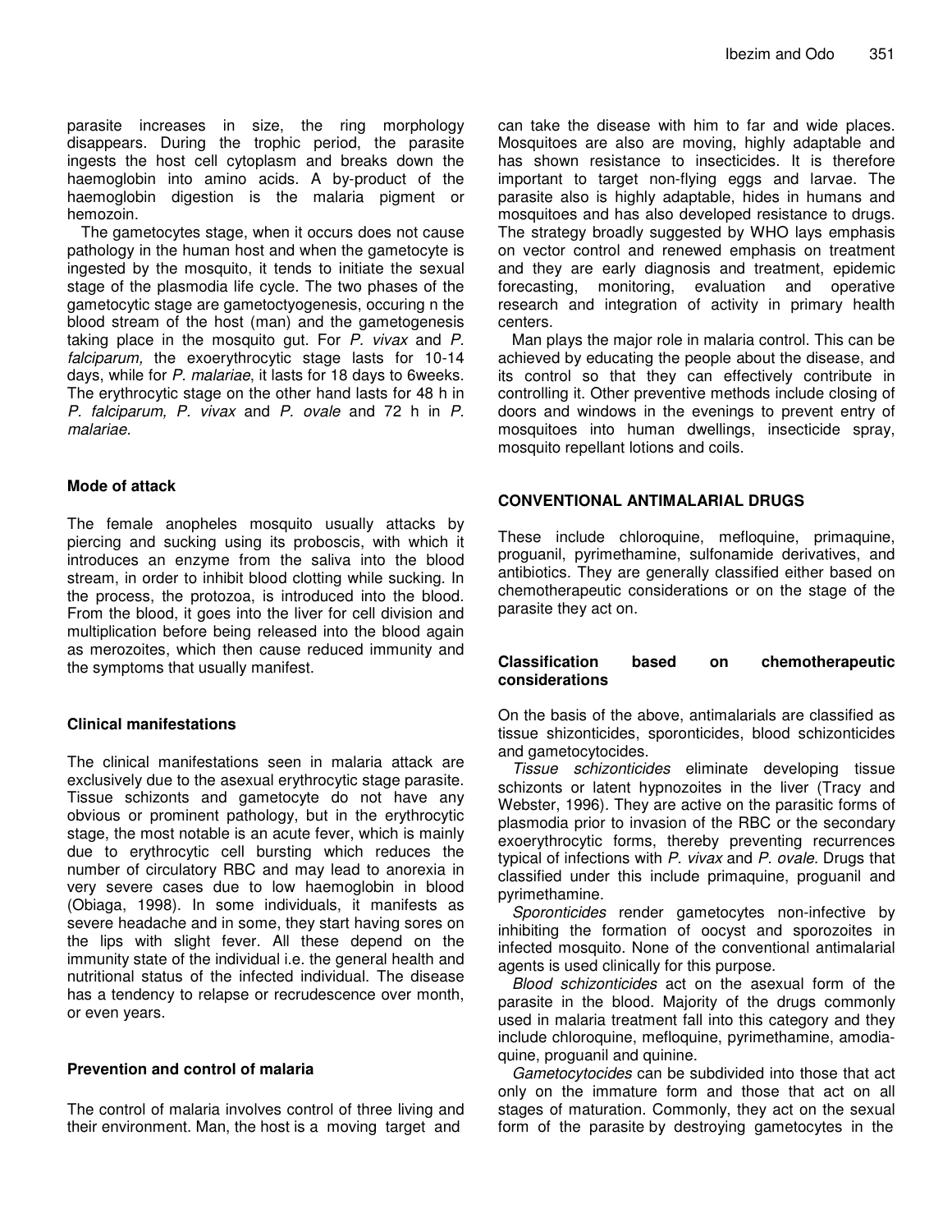parasite increases in size, the ring morphology disappears. During the trophic period, the parasite ingests the host cell cytoplasm and breaks down the haemoglobin into amino acids. A by-product of the haemoglobin digestion is the malaria pigment or hemozoin.

The gametocytes stage, when it occurs does not cause pathology in the human host and when the gametocyte is ingested by the mosquito, it tends to initiate the sexual stage of the plasmodia life cycle. The two phases of the gametocytic stage are gametoctyogenesis, occuring n the blood stream of the host (man) and the gametogenesis taking place in the mosquito gut. For *P. vivax* and *P. falciparum,* the exoerythrocytic stage lasts for 10-14 days, while for *P. malariae*, it lasts for 18 days to 6weeks. The erythrocytic stage on the other hand lasts for 48 h in *P. falciparum, P. vivax* and *P. ovale* and 72 h in *P. malariae*.

### Mode of attack

The female anopheles mosquito usually attacks by piercing and sucking using its proboscis, with which it introduces an enzyme from the saliva into the blood stream, in order to inhibit blood clotting while sucking. In the process, the protozoa, is introduced into the blood. From the blood, it goes into the liver for cell division and multiplication before being released into the blood again as merozoites, which then cause reduced immunity and the symptoms that usually manifest.

### Clinical manifestations

The clinical manifestations seen in malaria attack are exclusively due to the asexual erythrocytic stage parasite. Tissue schizonts and gametocyte do not have any obvious or prominent pathology, but in the erythrocytic stage, the most notable is an acute fever, which is mainly due to erythrocytic cell bursting which reduces the number of circulatory RBC and may lead to anorexia in very severe cases due to low haemoglobin in blood (Obiaga, 1998). In some individuals, it manifests as severe headache and in some, they start having sores on the lips with slight fever. All these depend on the immunity state of the individual i.e. the general health and nutritional status of the infected individual. The disease has a tendency to relapse or recrudescence over month, or even years.

### Prevention and control of malaria

The control of malaria involves control of three living and their environment. Man, the host is a moving target and can take the disease with him to far and wide places. Mosquitoes are also are moving, highly adaptable and has shown resistance to insecticides. It is therefore important to target non-flying eggs and larvae. The parasite also is highly adaptable, hides in humans and mosquitoes and has also developed resistance to drugs. The strategy broadly suggested by WHO lays emphasis on vector control and renewed emphasis on treatment and they are early diagnosis and treatment, epidemic forecasting, monitoring, evaluation and operative research and integration of activity in primary health centers.

Man plays the major role in malaria control. This can be achieved by educating the people about the disease, and its control so that they can effectively contribute in controlling it. Other preventive methods include closing of doors and windows in the evenings to prevent entry of mosquitoes into human dwellings, insecticide spray, mosquito repellant lotions and coils.

## CONVENTIONAL ANTIMALARIAL DRUGS

These include chloroquine, mefloquine, primaquine, proguanil, pyrimethamine, sulfonamide derivatives, and antibiotics. They are generally classified either based on chemotherapeutic considerations or on the stage of the parasite they act on.

### Classification based on chemotherapeutic considerations

On the basis of the above, antimalarials are classified as tissue shizonticides, sporonticides, blood schizonticides and gametocytocides.

*Tissue schizonticides* eliminate developing tissue schizonts or latent hypnozoites in the liver (Tracy and Webster, 1996). They are active on the parasitic forms of plasmodia prior to invasion of the RBC or the secondary exoerythrocytic forms, thereby preventing recurrences typical of infections with *P. vivax* and *P. ovale.* Drugs that classified under this include primaquine, proguanil and pyrimethamine.

*Sporonticides* render gametocytes non-infective by inhibiting the formation of oocyst and sporozoites in infected mosquito. None of the conventional antimalarial agents is used clinically for this purpose.

*Blood schizonticides* act on the asexual form of the parasite in the blood. Majority of the drugs commonly used in malaria treatment fall into this category and they include chloroquine, mefloquine, pyrimethamine, amodia-quine, proguanil and quinine.

*Gametocytocides* can be subdivided into those that act only on the immature form and those that act on all stages of maturation. Commonly, they act on the sexual form of the parasite by destroying gametocytes in the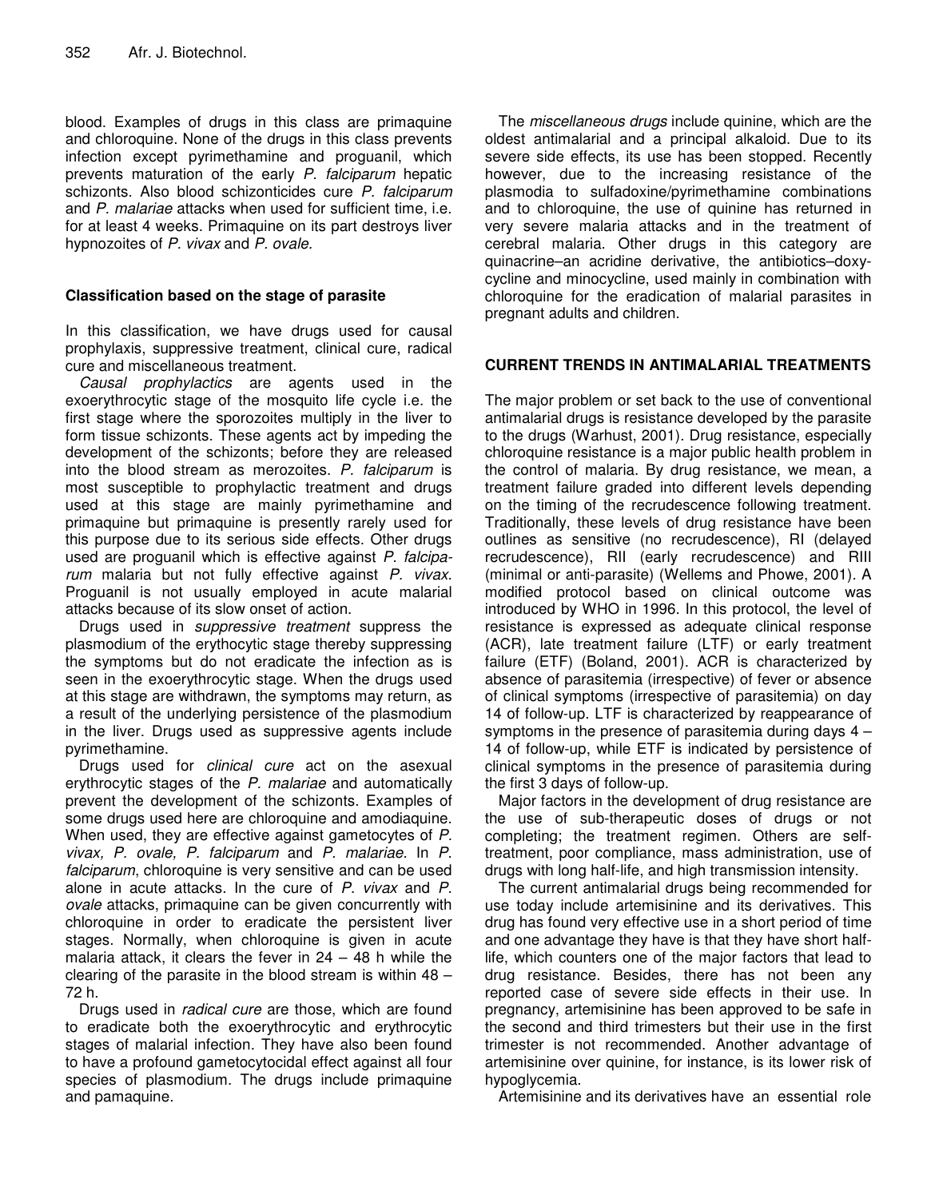blood. Examples of drugs in this class are primaquine and chloroquine. None of the drugs in this class prevents infection except pyrimethamine and proguanil, which prevents maturation of the early *P. falciparum* hepatic schizonts. Also blood schizonticides cure *P. falciparum* and *P. malariae* attacks when used for sufficient time, i.e. for at least 4 weeks. Primaquine on its part destroys liver hypnozoites of *P. vivax* and *P. ovale.*

### Classification based on the stage of parasite

In this classification, we have drugs used for causal prophylaxis, suppressive treatment, clinical cure, radical cure and miscellaneous treatment.

*Causal prophylactics* are agents used in the exoerythrocytic stage of the mosquito life cycle i.e. the first stage where the sporozoites multiply in the liver to form tissue schizonts. These agents act by impeding the development of the schizonts; before they are released into the blood stream as merozoites. *P. falciparum* is most susceptible to prophylactic treatment and drugs used at this stage are mainly pyrimethamine and primaquine but primaquine is presently rarely used for this purpose due to its serious side effects. Other drugs used are proguanil which is effective against *P. falciparum* malaria but not fully effective against *P. vivax*. Proguanil is not usually employed in acute malarial attacks because of its slow onset of action.

Drugs used in *suppressive treatment* suppress the plasmodium of the erythocytic stage thereby suppressing the symptoms but do not eradicate the infection as is seen in the exoerythrocytic stage. When the drugs used at this stage are withdrawn, the symptoms may return, as a result of the underlying persistence of the plasmodium in the liver. Drugs used as suppressive agents include pyrimethamine.

Drugs used for *clinical cure* act on the asexual erythrocytic stages of the *P. malariae* and automatically prevent the development of the schizonts. Examples of some drugs used here are chloroquine and amodiaquine. When used, they are effective against gametocytes of *P. vivax, P. ovale, P. falciparum* and *P. malariae.* In *P. falciparum*, chloroquine is very sensitive and can be used alone in acute attacks. In the cure of *P. vivax* and *P. ovale* attacks, primaquine can be given concurrently with chloroquine in order to eradicate the persistent liver stages. Normally, when chloroquine is given in acute malaria attack, it clears the fever in 24 – 48 h while the clearing of the parasite in the blood stream is within 48 – 72 h.

Drugs used in *radical cure* are those, which are found to eradicate both the exoerythrocytic and erythrocytic stages of malarial infection. They have also been found to have a profound gametocytocidal effect against all four species of plasmodium. The drugs include primaquine and pamaquine.

The *miscellaneous drugs* include quinine, which are the oldest antimalarial and a principal alkaloid. Due to its severe side effects, its use has been stopped. Recently however, due to the increasing resistance of the plasmodia to sulfadoxine/pyrimethamine combinations and to chloroquine, the use of quinine has returned in very severe malaria attacks and in the treatment of cerebral malaria. Other drugs in this category are quinacrine–an acridine derivative, the antibiotics–doxycycline and minocycline, used mainly in combination with chloroquine for the eradication of malarial parasites in pregnant adults and children.

## CURRENT TRENDS IN ANTIMALARIAL TREATMENTS

The major problem or set back to the use of conventional antimalarial drugs is resistance developed by the parasite to the drugs (Warhust, 2001). Drug resistance, especially chloroquine resistance is a major public health problem in the control of malaria. By drug resistance, we mean, a treatment failure graded into different levels depending on the timing of the recrudescence following treatment. Traditionally, these levels of drug resistance have been outlines as sensitive (no recrudescence), RI (delayed recrudescence), RII (early recrudescence) and RIII (minimal or anti-parasite) (Wellems and Phowe, 2001). A modified protocol based on clinical outcome was introduced by WHO in 1996. In this protocol, the level of resistance is expressed as adequate clinical response (ACR), late treatment failure (LTF) or early treatment failure (ETF) (Boland, 2001). ACR is characterized by absence of parasitemia (irrespective) of fever or absence of clinical symptoms (irrespective of parasitemia) on day 14 of follow-up. LTF is characterized by reappearance of symptoms in the presence of parasitemia during days 4 – 14 of follow-up, while ETF is indicated by persistence of clinical symptoms in the presence of parasitemia during the first 3 days of follow-up.

Major factors in the development of drug resistance are the use of sub-therapeutic doses of drugs or not completing; the treatment regimen. Others are self-treatment, poor compliance, mass administration, use of drugs with long half-life, and high transmission intensity.

The current antimalarial drugs being recommended for use today include artemisinine and its derivatives. This drug has found very effective use in a short period of time and one advantage they have is that they have short half-life, which counters one of the major factors that lead to drug resistance. Besides, there has not been any reported case of severe side effects in their use. In pregnancy, artemisinine has been approved to be safe in the second and third trimesters but their use in the first trimester is not recommended. Another advantage of artemisinine over quinine, for instance, is its lower risk of hypoglycemia.

Artemisinine and its derivatives have an essential role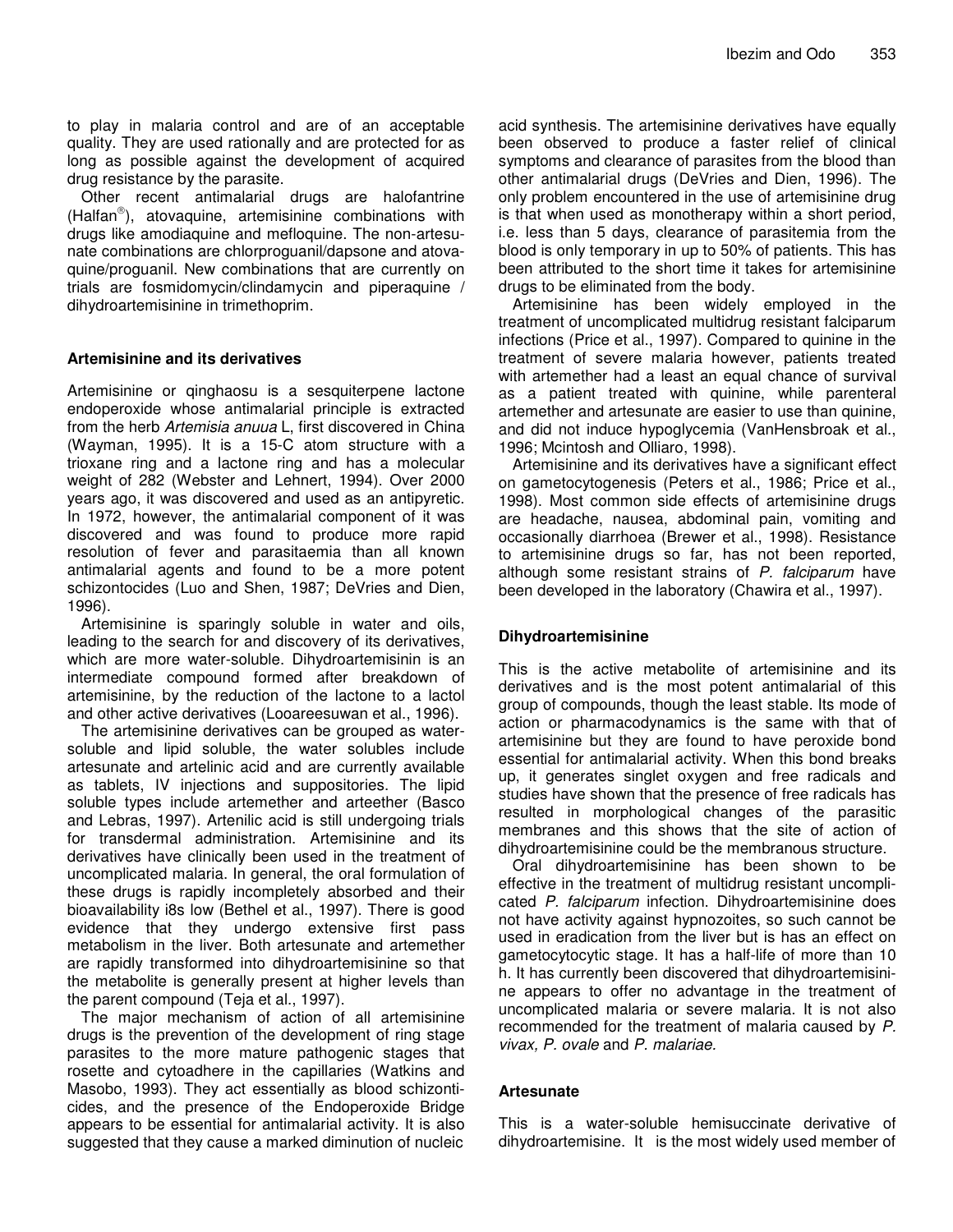to play in malaria control and are of an acceptable quality. They are used rationally and are protected for as long as possible against the development of acquired drug resistance by the parasite.

Other recent antimalarial drugs are halofantrine (Halfan®), atovaquine, artemisinine combinations with drugs like amodiaquine and mefloquine. The non-artesunate combinations are chlorproguanil/dapsone and atovaquine/proguanil. New combinations that are currently on trials are fosmidomycin/clindamycin and piperaquine / dihydroartemisinine in trimethoprim.

### Artemisinine and its derivatives

Artemisinine or qinghaosu is a sesquiterpene lactone endoperoxide whose antimalarial principle is extracted from the herb *Artemisia anuua* L, first discovered in China (Wayman, 1995). It is a 15-C atom structure with a trioxane ring and a lactone ring and has a molecular weight of 282 (Webster and Lehnert, 1994). Over 2000 years ago, it was discovered and used as an antipyretic. In 1972, however, the antimalarial component of it was discovered and was found to produce more rapid resolution of fever and parasitaemia than all known antimalarial agents and found to be a more potent schizontocides (Luo and Shen, 1987; DeVries and Dien, 1996).

Artemisinine is sparingly soluble in water and oils, leading to the search for and discovery of its derivatives, which are more water-soluble. Dihydroartemisinin is an intermediate compound formed after breakdown of artemisinine, by the reduction of the lactone to a lactol and other active derivatives (Looareesuwan et al., 1996).

The artemisinine derivatives can be grouped as water-soluble and lipid soluble, the water solubles include artesunate and artelinic acid and are currently available as tablets, IV injections and suppositories. The lipid soluble types include artemether and arteether (Basco and Lebras, 1997). Artenilic acid is still undergoing trials for transdermal administration. Artemisinine and its derivatives have clinically been used in the treatment of uncomplicated malaria. In general, the oral formulation of these drugs is rapidly incompletely absorbed and their bioavailability i8s low (Bethel et al., 1997). There is good evidence that they undergo extensive first pass metabolism in the liver. Both artesunate and artemether are rapidly transformed into dihydroartemisinine so that the metabolite is generally present at higher levels than the parent compound (Teja et al., 1997).

The major mechanism of action of all artemisinine drugs is the prevention of the development of ring stage parasites to the more mature pathogenic stages that rosette and cytoadhere in the capillaries (Watkins and Masobo, 1993). They act essentially as blood schizonticides, and the presence of the Endoperoxide Bridge appears to be essential for antimalarial activity. It is also suggested that they cause a marked diminution of nucleic acid synthesis. The artemisinine derivatives have equally been observed to produce a faster relief of clinical symptoms and clearance of parasites from the blood than other antimalarial drugs (DeVries and Dien, 1996). The only problem encountered in the use of artemisinine drug is that when used as monotherapy within a short period, i.e. less than 5 days, clearance of parasitemia from the blood is only temporary in up to 50% of patients. This has been attributed to the short time it takes for artemisinine drugs to be eliminated from the body.

Artemisinine has been widely employed in the treatment of uncomplicated multidrug resistant falciparum infections (Price et al., 1997). Compared to quinine in the treatment of severe malaria however, patients treated with artemether had a least an equal chance of survival as a patient treated with quinine, while parenteral artemether and artesunate are easier to use than quinine, and did not induce hypoglycemia (VanHensbroak et al., 1996; Mcintosh and Olliaro, 1998).

Artemisinine and its derivatives have a significant effect on gametocytogenesis (Peters et al., 1986; Price et al., 1998). Most common side effects of artemisinine drugs are headache, nausea, abdominal pain, vomiting and occasionally diarrhoea (Brewer et al., 1998). Resistance to artemisinine drugs so far, has not been reported, although some resistant strains of *P. falciparum* have been developed in the laboratory (Chawira et al., 1997).

### Dihydroartemisinine

This is the active metabolite of artemisinine and its derivatives and is the most potent antimalarial of this group of compounds, though the least stable. Its mode of action or pharmacodynamics is the same with that of artemisinine but they are found to have peroxide bond essential for antimalarial activity. When this bond breaks up, it generates singlet oxygen and free radicals and studies have shown that the presence of free radicals has resulted in morphological changes of the parasitic membranes and this shows that the site of action of dihydroartemisinine could be the membranous structure.

Oral dihydroartemisinine has been shown to be effective in the treatment of multidrug resistant uncomplicated *P. falciparum* infection. Dihydroartemisinine does not have activity against hypnozoites, so such cannot be used in eradication from the liver but is has an effect on gametocytocytic stage. It has a half-life of more than 10 h. It has currently been discovered that dihydroartemisinine appears to offer no advantage in the treatment of uncomplicated malaria or severe malaria. It is not also recommended for the treatment of malaria caused by *P. vivax, P. ovale* and *P. malariae.*

### Artesunate

This is a water-soluble hemisuccinate derivative of dihydroartemisine. It is the most widely used member of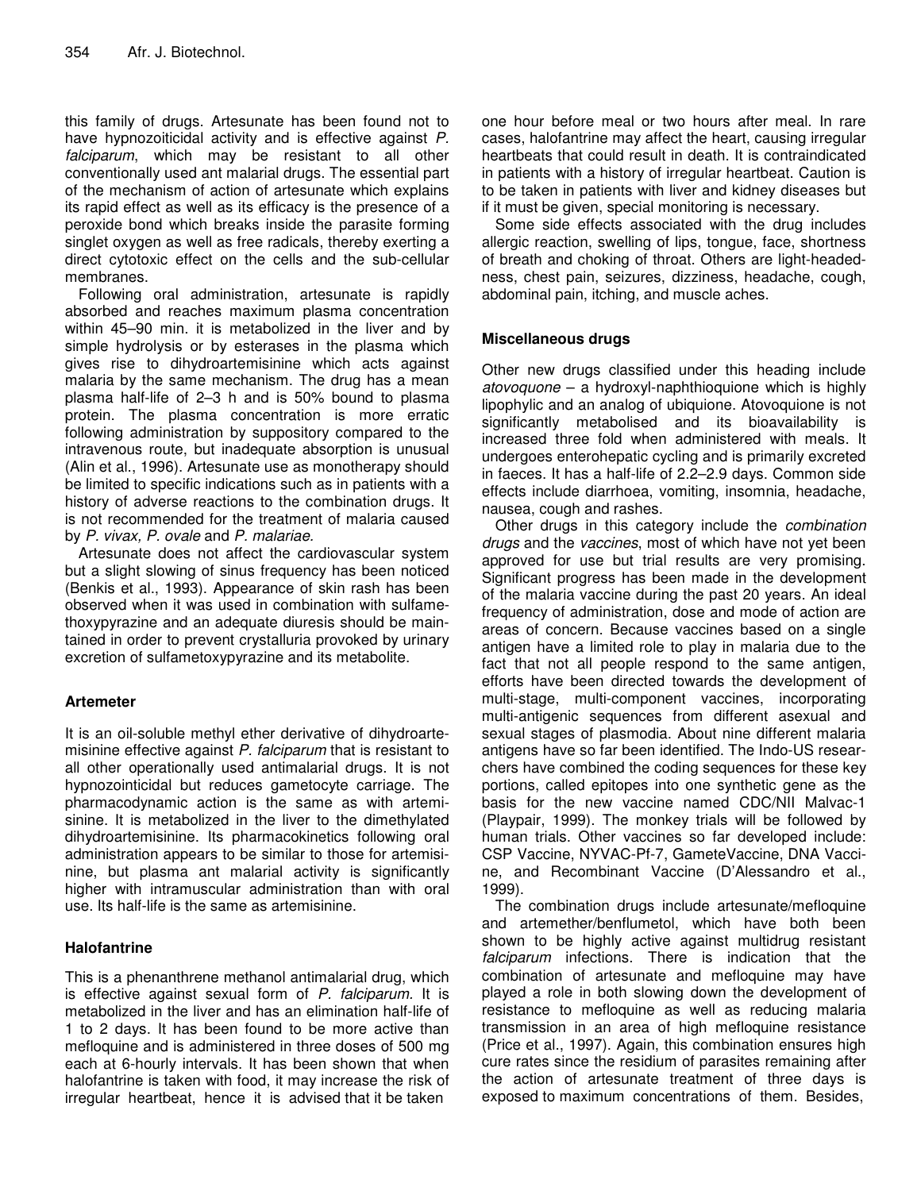this family of drugs. Artesunate has been found not to have hypnozoiticidal activity and is effective against *P. falciparum*, which may be resistant to all other conventionally used ant malarial drugs. The essential part of the mechanism of action of artesunate which explains its rapid effect as well as its efficacy is the presence of a peroxide bond which breaks inside the parasite forming singlet oxygen as well as free radicals, thereby exerting a direct cytotoxic effect on the cells and the sub-cellular membranes.

Following oral administration, artesunate is rapidly absorbed and reaches maximum plasma concentration within 45–90 min. it is metabolized in the liver and by simple hydrolysis or by esterases in the plasma which gives rise to dihydroartemisinine which acts against malaria by the same mechanism. The drug has a mean plasma half-life of 2–3 h and is 50% bound to plasma protein. The plasma concentration is more erratic following administration by suppository compared to the intravenous route, but inadequate absorption is unusual (Alin et al., 1996). Artesunate use as monotherapy should be limited to specific indications such as in patients with a history of adverse reactions to the combination drugs. It is not recommended for the treatment of malaria caused by *P. vivax, P. ovale* and *P. malariae.*

Artesunate does not affect the cardiovascular system but a slight slowing of sinus frequency has been noticed (Benkis et al., 1993). Appearance of skin rash has been observed when it was used in combination with sulfamethoxypyrazine and an adequate diuresis should be maintained in order to prevent crystalluria provoked by urinary excretion of sulfametoxypyrazine and its metabolite.

## Artemeter

It is an oil-soluble methyl ether derivative of dihydroartemisinine effective against *P. falciparum* that is resistant to all other operationally used antimalarial drugs. It is not hypnozointicidal but reduces gametocyte carriage. The pharmacodynamic action is the same as with artemisinine. It is metabolized in the liver to the dimethylated dihydroartemisinine. Its pharmacokinetics following oral administration appears to be similar to those for artemisinine, but plasma ant malarial activity is significantly higher with intramuscular administration than with oral use. Its half-life is the same as artemisinine.

## Halofantrine

This is a phenanthrene methanol antimalarial drug, which is effective against sexual form of *P. falciparum.* It is metabolized in the liver and has an elimination half-life of 1 to 2 days. It has been found to be more active than mefloquine and is administered in three doses of 500 mg each at 6-hourly intervals. It has been shown that when halofantrine is taken with food, it may increase the risk of irregular heartbeat, hence it is advised that it be taken one hour before meal or two hours after meal. In rare cases, halofantrine may affect the heart, causing irregular heartbeats that could result in death. It is contraindicated in patients with a history of irregular heartbeat. Caution is to be taken in patients with liver and kidney diseases but if it must be given, special monitoring is necessary.

Some side effects associated with the drug includes allergic reaction, swelling of lips, tongue, face, shortness of breath and choking of throat. Others are light-headedness, chest pain, seizures, dizziness, headache, cough, abdominal pain, itching, and muscle aches.

## Miscellaneous drugs

Other new drugs classified under this heading include *atovoquone* – a hydroxyl-naphthioquione which is highly lipophylic and an analog of ubiquione. Atovoquione is not significantly metabolised and its bioavailability is increased three fold when administered with meals. It undergoes enterohepatic cycling and is primarily excreted in faeces. It has a half-life of 2.2–2.9 days. Common side effects include diarrhoea, vomiting, insomnia, headache, nausea, cough and rashes.

Other drugs in this category include the *combination drugs* and the *vaccines*, most of which have not yet been approved for use but trial results are very promising. Significant progress has been made in the development of the malaria vaccine during the past 20 years. An ideal frequency of administration, dose and mode of action are areas of concern. Because vaccines based on a single antigen have a limited role to play in malaria due to the fact that not all people respond to the same antigen, efforts have been directed towards the development of multi-stage, multi-component vaccines, incorporating multi-antigenic sequences from different asexual and sexual stages of plasmodia. About nine different malaria antigens have so far been identified. The Indo-US researchers have combined the coding sequences for these key portions, called epitopes into one synthetic gene as the basis for the new vaccine named CDC/NII Malvac-1 (Playpair, 1999). The monkey trials will be followed by human trials. Other vaccines so far developed include: CSP Vaccine, NYVAC-Pf-7, GameteVaccine, DNA Vaccine, and Recombinant Vaccine (D'Alessandro et al., 1999).

The combination drugs include artesunate/mefloquine and artemether/benflumetol, which have both been shown to be highly active against multidrug resistant *falciparum* infections. There is indication that the combination of artesunate and mefloquine may have played a role in both slowing down the development of resistance to mefloquine as well as reducing malaria transmission in an area of high mefloquine resistance (Price et al., 1997). Again, this combination ensures high cure rates since the residium of parasites remaining after the action of artesunate treatment of three days is exposed to maximum concentrations of them. Besides,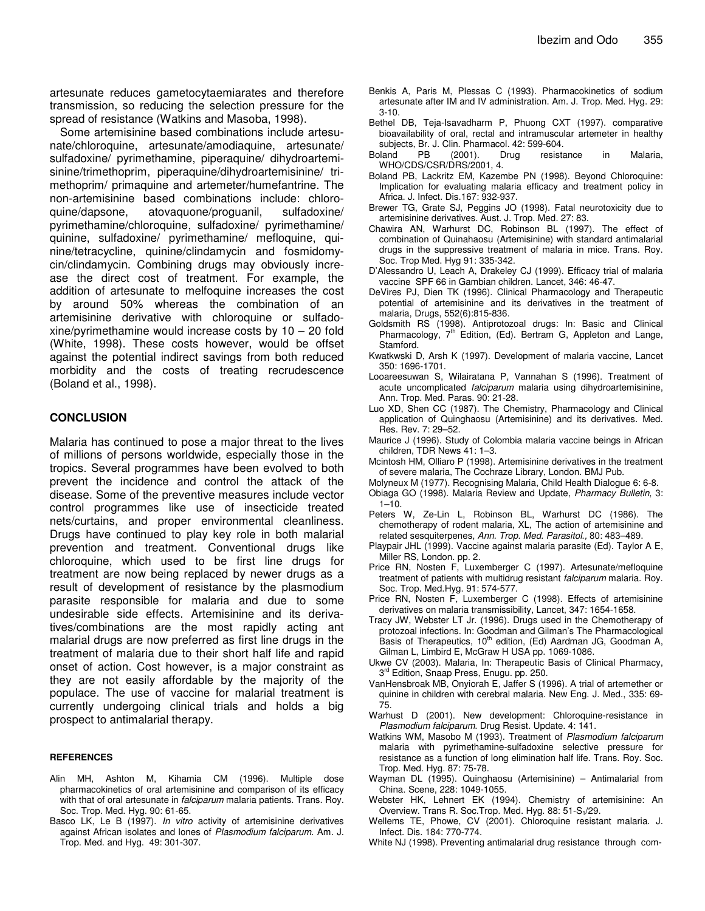artesunate reduces gametocytaemiarates and therefore transmission, so reducing the selection pressure for the spread of resistance (Watkins and Masoba, 1998).

Some artemisinine based combinations include artesunate/chloroquine, artesunate/amodiaquine, artesunate/ sulfadoxine/ pyrimethamine, piperaquine/ dihydroartemisinine/trimethoprim, piperaquine/dihydroartemisinine/ trimethoprim/ primaquine and artemeter/humefantrine. The non-artemisinine based combinations include: chloroquine/dapsone, atovaquone/proguanil, sulfadoxine/ pyrimethamine/chloroquine, sulfadoxine/ pyrimethamine/ quinine, sulfadoxine/ pyrimethamine/ mefloquine, quinine/tetracycline, quinine/clindamycin and fosmidomycin/clindamycin. Combining drugs may obviously increase the direct cost of treatment. For example, the addition of artesunate to melfoquine increases the cost by around 50% whereas the combination of an artemisinine derivative with chloroquine or sulfadoxine/pyrimethamine would increase costs by 10 – 20 fold (White, 1998). These costs however, would be offset against the potential indirect savings from both reduced morbidity and the costs of treating recrudescence (Boland et al., 1998).

## CONCLUSION

Malaria has continued to pose a major threat to the lives of millions of persons worldwide, especially those in the tropics. Several programmes have been evolved to both prevent the incidence and control the attack of the disease. Some of the preventive measures include vector control programmes like use of insecticide treated nets/curtains, and proper environmental cleanliness. Drugs have continued to play key role in both malarial prevention and treatment. Conventional drugs like chloroquine, which used to be first line drugs for treatment are now being replaced by newer drugs as a result of development of resistance by the plasmodium parasite responsible for malaria and due to some undesirable side effects. Artemisinine and its derivatives/combinations are the most rapidly acting ant malarial drugs are now preferred as first line drugs in the treatment of malaria due to their short half life and rapid onset of action. Cost however, is a major constraint as they are not easily affordable by the majority of the populace. The use of vaccine for malarial treatment is currently undergoing clinical trials and holds a big prospect to antimalarial therapy.

### REFERENCES

Alin MH, Ashton M, Kihamia CM (1996). Multiple dose pharmacokinetics of oral artemisinine and comparison of its efficacy with that of oral artesunate in *falciparum* malaria patients. Trans. Roy. Soc. Trop. Med. Hyg. 90: 61-65.

Basco LK, Le B (1997). *In vitro* activity of artemisinine derivatives against African isolates and lones of *Plasmodium falciparum.* Am. J. Trop. Med. and Hyg. 49: 301-307.

Benkis A, Paris M, Plessas C (1993). Pharmacokinetics of sodium artesunate after IM and IV administration. Am. J. Trop. Med. Hyg. 29: 3-10.

Bethel DB, Teja-Isavadharm P, Phuong CXT (1997). comparative bioavailability of oral, rectal and intramuscular artemeter in healthy subjects, Br. J. Clin. Pharmacol. 42: 599-604.

Boland PB (2001). Drug resistance in Malaria, WHO/CDS/CSR/DRS/2001, 4.

Boland PB, Lackritz EM, Kazembe PN (1998). Beyond Chloroquine: Implication for evaluating malaria efficacy and treatment policy in Africa. J. Infect. Dis.167: 932-937.

Brewer TG, Grate SJ, Peggins JO (1998). Fatal neurotoxicity due to artemisinine derivatives. Aust. J. Trop. Med. 27: 83.

Chawira AN, Warhurst DC, Robinson BL (1997). The effect of combination of Quinahaosu (Artemisinine) with standard antimalarial drugs in the suppressive treatment of malaria in mice. Trans. Roy. Soc. Trop Med. Hyg 91: 335-342.

D'Alessandro U, Leach A, Drakeley CJ (1999). Efficacy trial of malaria vaccine SPF 66 in Gambian children. Lancet, 346: 46-47.

DeVires PJ, Dien TK (1996). Clinical Pharmacology and Therapeutic potential of artemisinine and its derivatives in the treatment of malaria, Drugs, 552(6):815-836.

Goldsmith RS (1998). Antiprotozoal drugs: In: Basic and Clinical Pharmacology, 7th Edition, (Ed). Bertram G, Appleton and Lange, Stamford.

Kwatkwski D, Arsh K (1997). Development of malaria vaccine, Lancet 350: 1696-1701.

Looareesuwan S, Wilairatana P, Vannahan S (1996). Treatment of acute uncomplicated *falciparum* malaria using dihydroartemisinine, Ann. Trop. Med. Paras. 90: 21-28.

Luo XD, Shen CC (1987). The Chemistry, Pharmacology and Clinical application of Quinghaosu (Artemisinine) and its derivatives. Med. Res. Rev. 7: 29–52.

Maurice J (1996). Study of Colombia malaria vaccine beings in African children, TDR News 41: 1–3.

Mcintosh HM, Olliaro P (1998). Artemisinine derivatives in the treatment of severe malaria, The Cochraze Library, London. BMJ Pub.

Molyneux M (1977). Recognising Malaria, Child Health Dialogue 6: 6-8.

Obiaga GO (1998). Malaria Review and Update, *Pharmacy Bulletin*, 3: 1–10.

Peters W, Ze-Lin L, Robinson BL, Warhurst DC (1986). The chemotherapy of rodent malaria, XL, The action of artemisinine and related sesquiterpenes, *Ann. Trop. Med. Parasitol.,* 80: 483–489.

Playpair JHL (1999). Vaccine against malaria parasite (Ed). Taylor A E, Miller RS, London. pp. 2.

Price RN, Nosten F, Luxemberger C (1997). Artesunate/mefloquine treatment of patients with multidrug resistant *falciparum* malaria. Roy. Soc. Trop. Med.Hyg. 91: 574-577.

Price RN, Nosten F, Luxemberger C (1998). Effects of artemisinine derivatives on malaria transmissibility, Lancet, 347: 1654-1658.

Tracy JW, Webster LT Jr. (1996). Drugs used in the Chemotherapy of protozoal infections. In: Goodman and Gilman's The Pharmacological Basis of Therapeutics, 10th edition, (Ed) Aardman JG, Goodman A, Gilman L, Limbird E, McGraw H USA pp. 1069-1086.

Ukwe CV (2003). Malaria, In: Therapeutic Basis of Clinical Pharmacy, 3rd Edition, Snaap Press, Enugu. pp. 250.

VanHensbroak MB, Onyiorah E, Jaffer S (1996). A trial of artemether or quinine in children with cerebral malaria. New Eng. J. Med., 335: 69-75.

Warhust D (2001). New development: Chloroquine-resistance in *Plasmodium falciparum*. Drug Resist. Update. 4: 141.

Watkins WM, Masobo M (1993). Treatment of *Plasmodium falciparum* malaria with pyrimethamine-sulfadoxine selective pressure for resistance as a function of long elimination half life. Trans. Roy. Soc. Trop. Med. Hyg. 87: 75-78.

Wayman DL (1995). Quinghaosu (Artemisinine) – Antimalarial from China. Scene, 228: 1049-1055.

Webster HK, Lehnert EK (1994). Chemistry of artemisinine: An Overview. Trans R. Soc.Trop. Med. Hyg. 88: 51-$S_1$/29.

Wellems TE, Phowe, CV (2001). Chloroquine resistant malaria. J. Infect. Dis. 184: 770-774.

White NJ (1998). Preventing antimalarial drug resistance through com-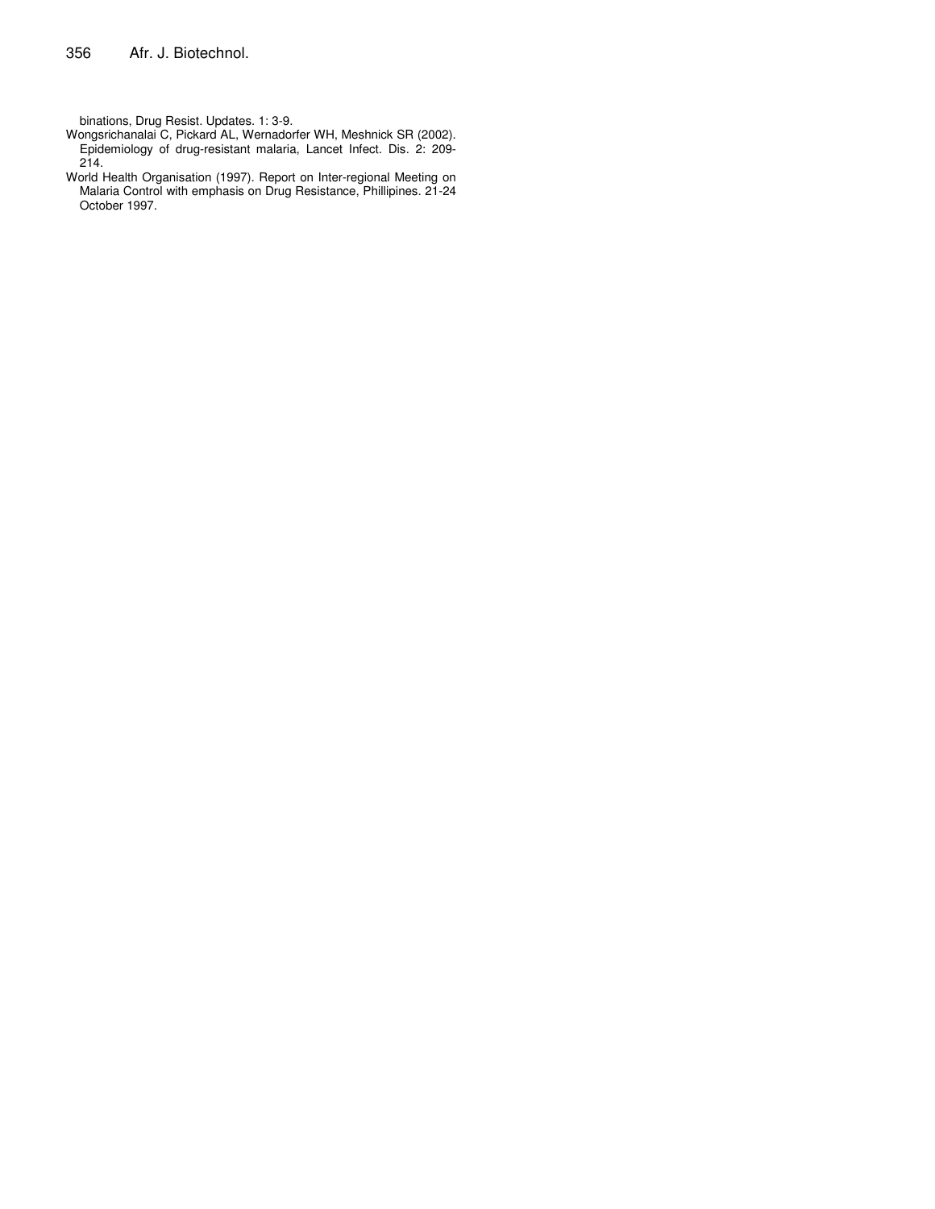binations, Drug Resist. Updates. 1: 3-9.

Wongsrichanalai C, Pickard AL, Wernadorfer WH, Meshnick SR (2002). Epidemiology of drug-resistant malaria, Lancet Infect. Dis. 2: 209-214.

World Health Organisation (1997). Report on Inter-regional Meeting on Malaria Control with emphasis on Drug Resistance, Phillipines. 21-24 October 1997.